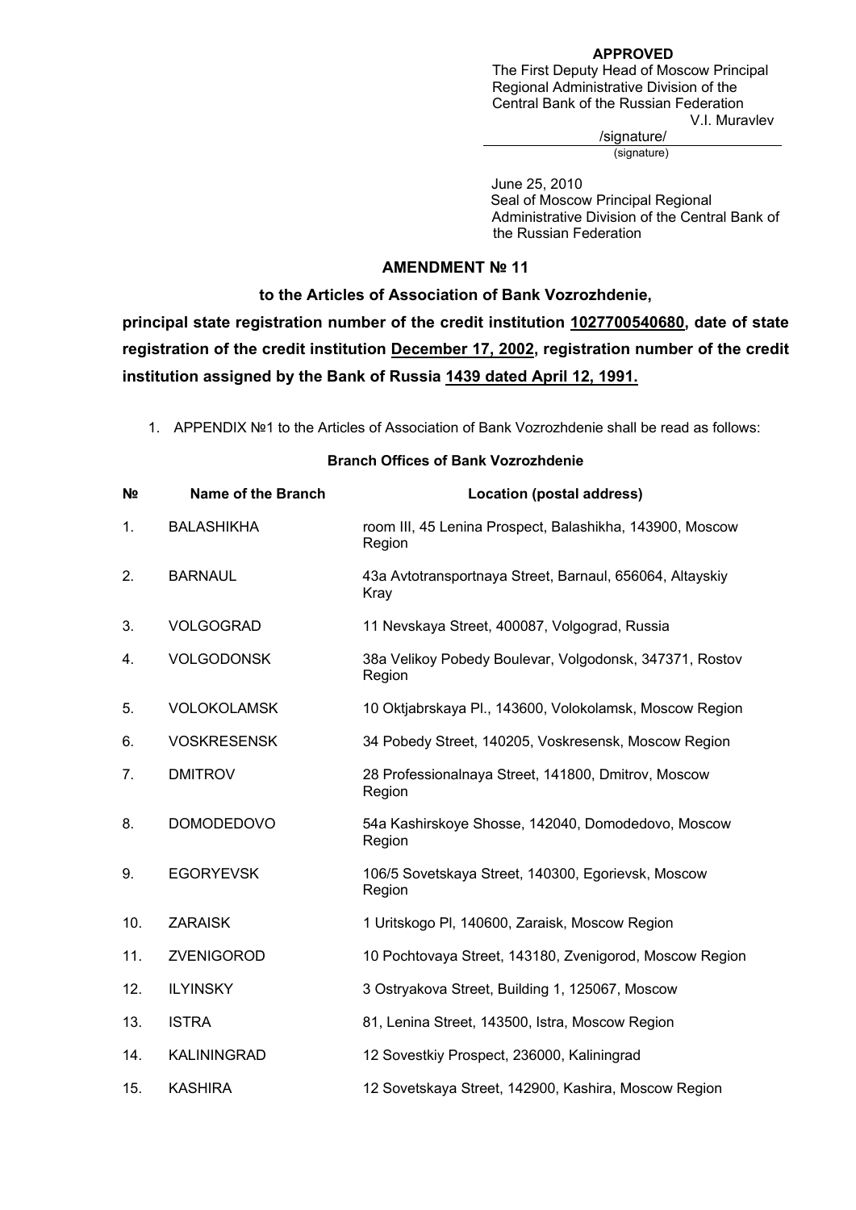**APPROVED**
The First Deputy Head of Moscow Principal Regional Administrative Division of the Central Bank of the Russian Federation
V.I. Muravlev

/signature/
(signature)

June 25, 2010
Seal of Moscow Principal Regional Administrative Division of the Central Bank of the Russian Federation

## AMENDMENT № 11

### to the Articles of Association of Bank Vozrozhdenie,

**principal state registration number of the credit institution 1027700540680, date of state registration of the credit institution December 17, 2002, registration number of the credit institution assigned by the Bank of Russia 1439 dated April 12, 1991.**

1. APPENDIX №1 to the Articles of Association of Bank Vozrozhdenie shall be read as follows:

**Branch Offices of Bank Vozrozhdenie**

| № | Name of the Branch | Location (postal address) |
|---|---|---|
| 1. | BALASHIKHA | room III, 45 Lenina Prospect, Balashikha, 143900, Moscow Region |
| 2. | BARNAUL | 43a Avtotransportnaya Street, Barnaul, 656064, Altayskiy Kray |
| 3. | VOLGOGRAD | 11 Nevskaya Street, 400087, Volgograd, Russia |
| 4. | VOLGODONSK | 38a Velikoy Pobedy Boulevar, Volgodonsk, 347371, Rostov Region |
| 5. | VOLOKOLAMSK | 10 Oktjabrskaya Pl., 143600, Volokolamsk, Moscow Region |
| 6. | VOSKRESENSK | 34 Pobedy Street, 140205, Voskresensk, Moscow Region |
| 7. | DMITROV | 28 Professionalnaya Street, 141800, Dmitrov, Moscow Region |
| 8. | DOMODEDOVO | 54a Kashirskoye Shosse, 142040, Domodedovo, Moscow Region |
| 9. | EGORYEVSK | 106/5 Sovetskaya Street, 140300, Egorievsk, Moscow Region |
| 10. | ZARAISK | 1 Uritskogo Pl, 140600, Zaraisk, Moscow Region |
| 11. | ZVENIGOROD | 10 Pochtovaya Street, 143180, Zvenigorod, Moscow Region |
| 12. | ILYINSKY | 3 Ostryakova Street, Building 1, 125067, Moscow |
| 13. | ISTRA | 81, Lenina Street, 143500, Istra, Moscow Region |
| 14. | KALININGRAD | 12 Sovestkiy Prospect, 236000, Kaliningrad |
| 15. | KASHIRA | 12 Sovetskaya Street, 142900, Kashira, Moscow Region |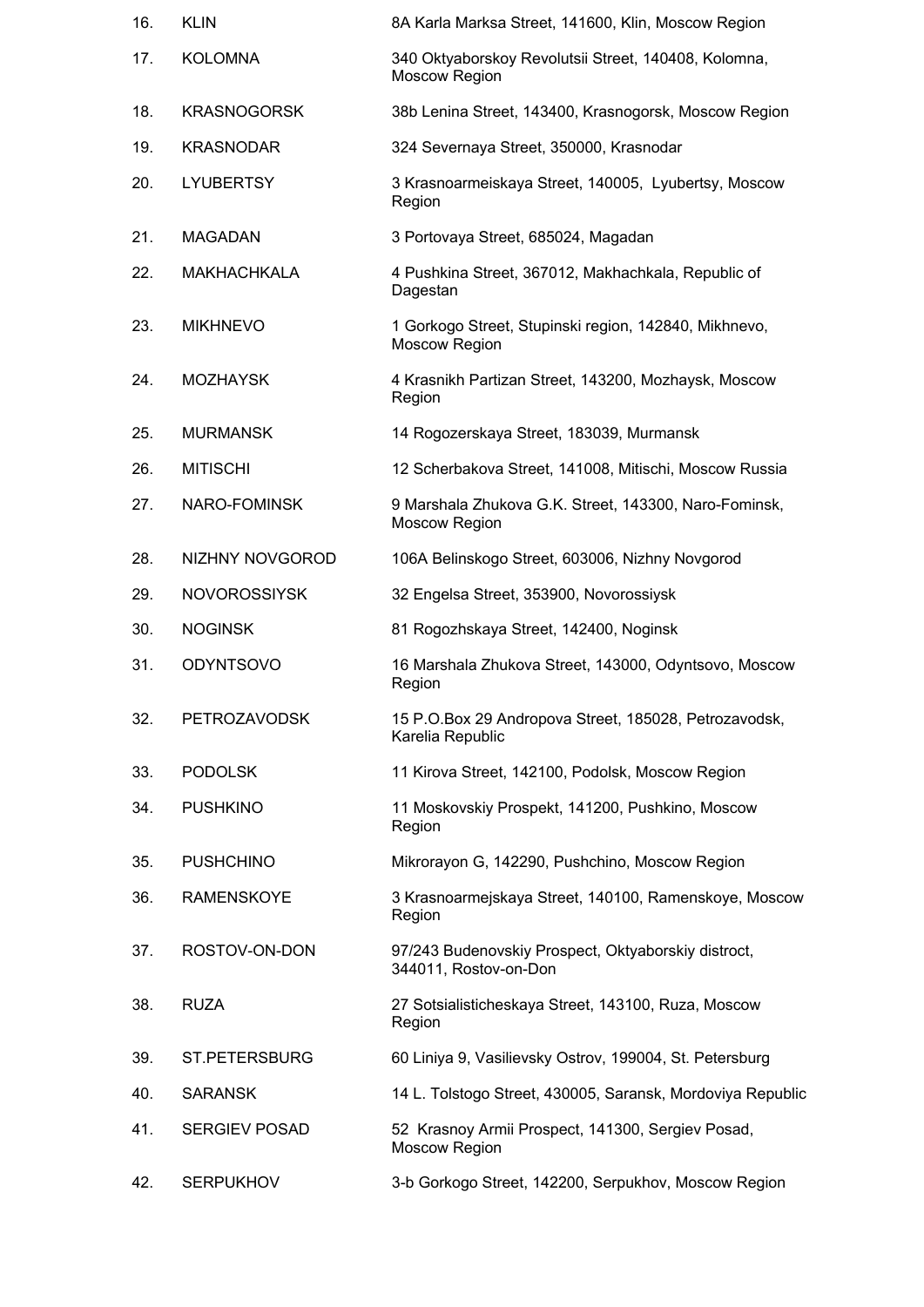| | | |
|---|---|---|
| 16. | KLIN | 8A Karla Marksa Street, 141600, Klin, Moscow Region |
| 17. | KOLOMNA | 340 Oktyaborskoy Revolutsii Street, 140408, Kolomna, Moscow Region |
| 18. | KRASNOGORSK | 38b Lenina Street, 143400, Krasnogorsk, Moscow Region |
| 19. | KRASNODAR | 324 Severnaya Street, 350000, Krasnodar |
| 20. | LYUBERTSY | 3 Krasnoarmeiskaya Street, 140005, Lyubertsy, Moscow Region |
| 21. | MAGADAN | 3 Portovaya Street, 685024, Magadan |
| 22. | MAKHACHKALA | 4 Pushkina Street, 367012, Makhachkala, Republic of Dagestan |
| 23. | MIKHNEVO | 1 Gorkogo Street, Stupinski region, 142840, Mikhnevo, Moscow Region |
| 24. | MOZHAYSK | 4 Krasnikh Partizan Street, 143200, Mozhaysk, Moscow Region |
| 25. | MURMANSK | 14 Rogozerskaya Street, 183039, Murmansk |
| 26. | MITISCHI | 12 Scherbakova Street, 141008, Mitischi, Moscow Russia |
| 27. | NARO-FOMINSK | 9 Marshala Zhukova G.K. Street, 143300, Naro-Fominsk, Moscow Region |
| 28. | NIZHNY NOVGOROD | 106A Belinskogo Street, 603006, Nizhny Novgorod |
| 29. | NOVOROSSIYSK | 32 Engelsa Street, 353900, Novorossiysk |
| 30. | NOGINSK | 81 Rogozhskaya Street, 142400, Noginsk |
| 31. | ODYNTSOVO | 16 Marshala Zhukova Street, 143000, Odyntsovo, Moscow Region |
| 32. | PETROZAVODSK | 15 P.O.Box 29 Andropova Street, 185028, Petrozavodsk, Karelia Republic |
| 33. | PODOLSK | 11 Kirova Street, 142100, Podolsk, Moscow Region |
| 34. | PUSHKINO | 11 Moskovskiy Prospekt, 141200, Pushkino, Moscow Region |
| 35. | PUSHCHINO | Mikrorayon G, 142290, Pushchino, Moscow Region |
| 36. | RAMENSKOYE | 3 Krasnoarmejskaya Street, 140100, Ramenskoye, Moscow Region |
| 37. | ROSTOV-ON-DON | 97/243 Budenovskiy Prospect, Oktyaborskiy distroct, 344011, Rostov-on-Don |
| 38. | RUZA | 27 Sotsialisticheskaya Street, 143100, Ruza, Moscow Region |
| 39. | ST.PETERSBURG | 60 Liniya 9, Vasilievsky Ostrov, 199004, St. Petersburg |
| 40. | SARANSK | 14 L. Tolstogo Street, 430005, Saransk, Mordoviya Republic |
| 41. | SERGIEV POSAD | 52 Krasnoy Armii Prospect, 141300, Sergiev Posad, Moscow Region |
| 42. | SERPUKHOV | 3-b Gorkogo Street, 142200, Serpukhov, Moscow Region |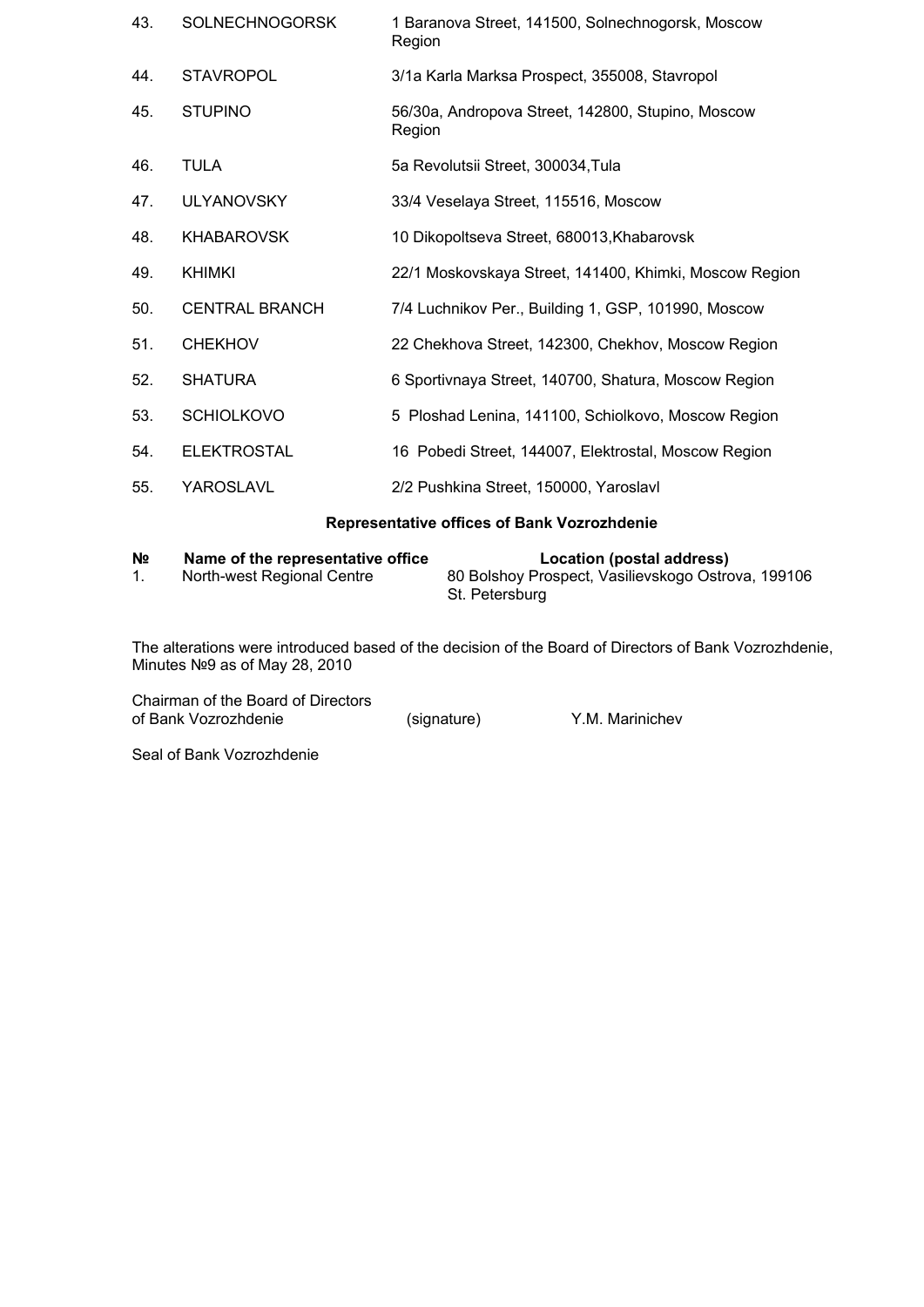| | | |
|---|---|---|
| 43. | SOLNECHNOGORSK | 1 Baranova Street, 141500, Solnechnogorsk, Moscow Region |
| 44. | STAVROPOL | 3/1a Karla Marksa Prospect, 355008, Stavropol |
| 45. | STUPINO | 56/30a, Andropova Street, 142800, Stupino, Moscow Region |
| 46. | TULA | 5a Revolutsii Street, 300034,Tula |
| 47. | ULYANOVSKY | 33/4 Veselaya Street, 115516, Moscow |
| 48. | KHABAROVSK | 10 Dikopoltseva Street, 680013,Khabarovsk |
| 49. | KHIMKI | 22/1 Moskovskaya Street, 141400, Khimki, Moscow Region |
| 50. | CENTRAL BRANCH | 7/4 Luchnikov Per., Building 1, GSP, 101990, Moscow |
| 51. | CHEKHOV | 22 Chekhova Street, 142300, Chekhov, Moscow Region |
| 52. | SHATURA | 6 Sportivnaya Street, 140700, Shatura, Moscow Region |
| 53. | SCHIOLKOVO | 5 Ploshad Lenina, 141100, Schiolkovo, Moscow Region |
| 54. | ELEKTROSTAL | 16 Pobedi Street, 144007, Elektrostal, Moscow Region |
| 55. | YAROSLAVL | 2/2 Pushkina Street, 150000, Yaroslavl |

**Representative offices of Bank Vozrozhdenie**

| № | Name of the representative office | Location (postal address) |
|---|---|---|
| 1. | North-west Regional Centre | 80 Bolshoy Prospect, Vasilievskogo Ostrova, 199106 St. Petersburg |

The alterations were introduced based of the decision of the Board of Directors of Bank Vozrozhdenie, Minutes №9 as of May 28, 2010

Chairman of the Board of Directors of Bank Vozrozhdenie (signature) Y.M. Marinichev

Seal of Bank Vozrozhdenie